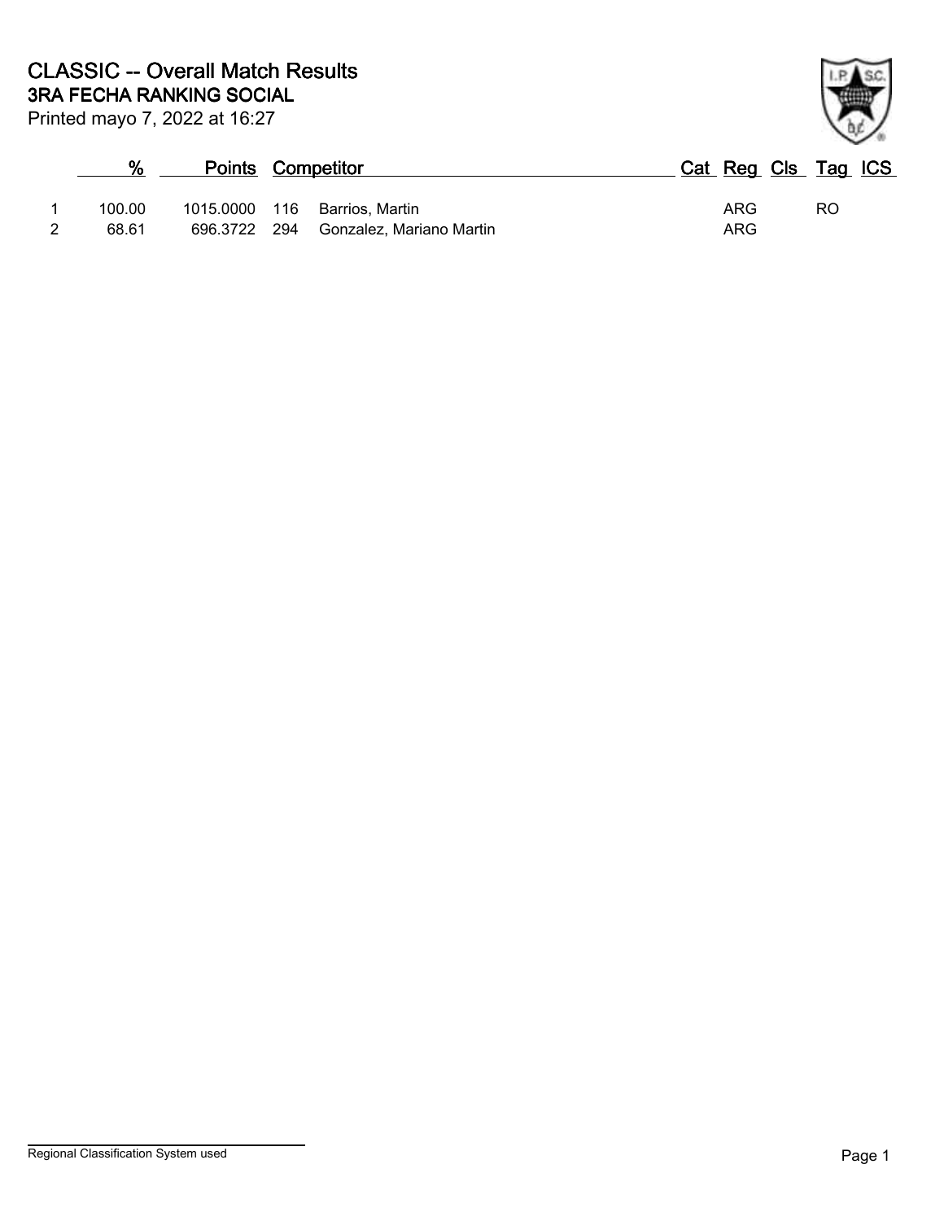# CLASSIC -- Overall Match Results

## 3RA FECHA RANKING SOCIAL

Printed mayo 7, 2022 at 16:27

| | % | Points | | Competitor | Cat | Reg | Cls | Tag | ICS |
|---|---|---|---|---|---|---|---|---|---|
| 1 | 100.00 | 1015.0000 | 116 | Barrios, Martin | | ARG | | RO | |
| 2 | 68.61 | 696.3722 | 294 | Gonzalez, Mariano Martin | | ARG | | | |

Regional Classification System used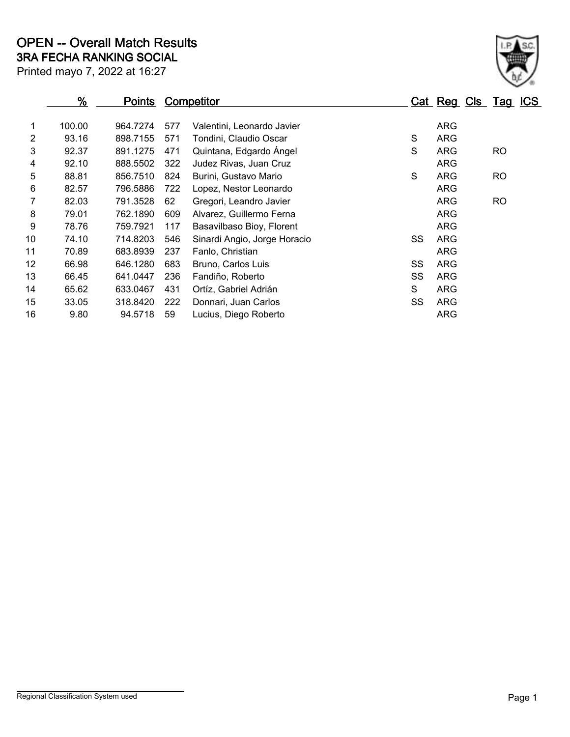# OPEN -- Overall Match Results

## 3RA FECHA RANKING SOCIAL

Printed mayo 7, 2022 at 16:27

| | % | Points | Competitor | | Cat | Reg | Cls | Tag | ICS |
|---|---|---|---|---|---|---|---|---|---|
| 1 | 100.00 | 964.7274 | 577 | Valentini, Leonardo Javier | | ARG | | | |
| 2 | 93.16 | 898.7155 | 571 | Tondini, Claudio Oscar | S | ARG | | | |
| 3 | 92.37 | 891.1275 | 471 | Quintana, Edgardo Ángel | S | ARG | | RO | |
| 4 | 92.10 | 888.5502 | 322 | Judez Rivas, Juan Cruz | | ARG | | | |
| 5 | 88.81 | 856.7510 | 824 | Burini, Gustavo Mario | S | ARG | | RO | |
| 6 | 82.57 | 796.5886 | 722 | Lopez, Nestor Leonardo | | ARG | | | |
| 7 | 82.03 | 791.3528 | 62 | Gregori, Leandro Javier | | ARG | | RO | |
| 8 | 79.01 | 762.1890 | 609 | Alvarez, Guillermo Ferna | | ARG | | | |
| 9 | 78.76 | 759.7921 | 117 | Basavilbaso Bioy, Florent | | ARG | | | |
| 10 | 74.10 | 714.8203 | 546 | Sinardi Angio, Jorge Horacio | SS | ARG | | | |
| 11 | 70.89 | 683.8939 | 237 | Fanlo, Christian | | ARG | | | |
| 12 | 66.98 | 646.1280 | 683 | Bruno, Carlos Luis | SS | ARG | | | |
| 13 | 66.45 | 641.0447 | 236 | Fandiño, Roberto | SS | ARG | | | |
| 14 | 65.62 | 633.0467 | 431 | Ortíz, Gabriel Adrián | S | ARG | | | |
| 15 | 33.05 | 318.8420 | 222 | Donnari, Juan Carlos | SS | ARG | | | |
| 16 | 9.80 | 94.5718 | 59 | Lucius, Diego Roberto | | ARG | | | |

Regional Classification System used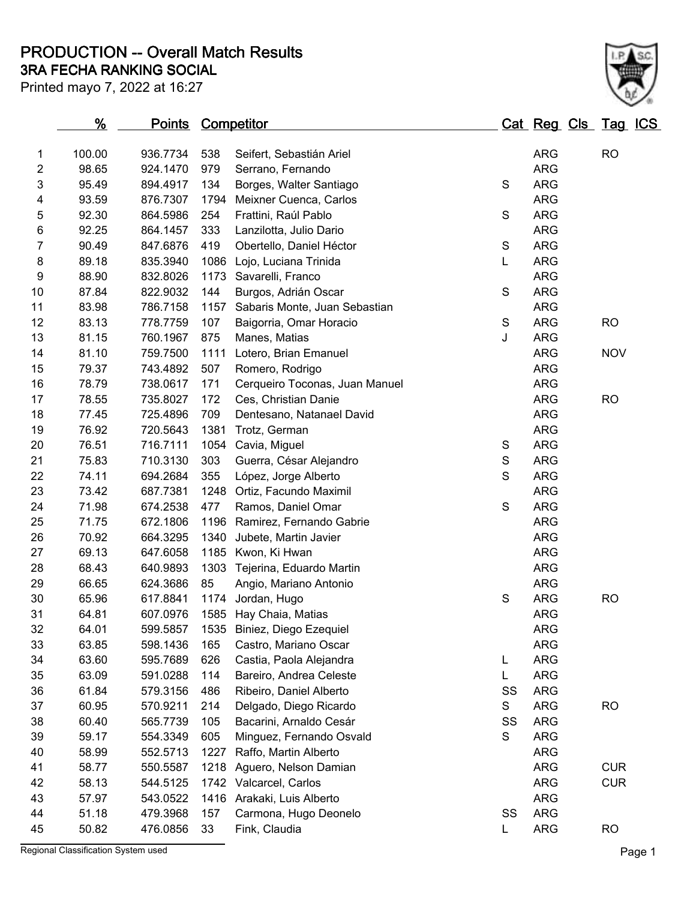# PRODUCTION -- Overall Match Results

## 3RA FECHA RANKING SOCIAL

Printed mayo 7, 2022 at 16:27

| | % | Points | Competitor | | Cat | Reg | Cls | Tag | ICS |
|---|---|---|---|---|---|---|---|---|---|
| 1 | 100.00 | 936.7734 | 538 | Seifert, Sebastián Ariel | | ARG | | RO | |
| 2 | 98.65 | 924.1470 | 979 | Serrano, Fernando | | ARG | | | |
| 3 | 95.49 | 894.4917 | 134 | Borges, Walter Santiago | S | ARG | | | |
| 4 | 93.59 | 876.7307 | 1794 | Meixner Cuenca, Carlos | | ARG | | | |
| 5 | 92.30 | 864.5986 | 254 | Frattini, Raúl Pablo | S | ARG | | | |
| 6 | 92.25 | 864.1457 | 333 | Lanzilotta, Julio Dario | | ARG | | | |
| 7 | 90.49 | 847.6876 | 419 | Obertello, Daniel Héctor | S | ARG | | | |
| 8 | 89.18 | 835.3940 | 1086 | Lojo, Luciana Trinida | L | ARG | | | |
| 9 | 88.90 | 832.8026 | 1173 | Savarelli, Franco | | ARG | | | |
| 10 | 87.84 | 822.9032 | 144 | Burgos, Adrián Oscar | S | ARG | | | |
| 11 | 83.98 | 786.7158 | 1157 | Sabaris Monte, Juan Sebastian | | ARG | | | |
| 12 | 83.13 | 778.7759 | 107 | Baigorria, Omar Horacio | S | ARG | | RO | |
| 13 | 81.15 | 760.1967 | 875 | Manes, Matias | J | ARG | | | |
| 14 | 81.10 | 759.7500 | 1111 | Lotero, Brian Emanuel | | ARG | | NOV | |
| 15 | 79.37 | 743.4892 | 507 | Romero, Rodrigo | | ARG | | | |
| 16 | 78.79 | 738.0617 | 171 | Cerqueiro Toconas, Juan Manuel | | ARG | | | |
| 17 | 78.55 | 735.8027 | 172 | Ces, Christian Danie | | ARG | | RO | |
| 18 | 77.45 | 725.4896 | 709 | Dentesano, Natanael David | | ARG | | | |
| 19 | 76.92 | 720.5643 | 1381 | Trotz, German | | ARG | | | |
| 20 | 76.51 | 716.7111 | 1054 | Cavia, Miguel | S | ARG | | | |
| 21 | 75.83 | 710.3130 | 303 | Guerra, César Alejandro | S | ARG | | | |
| 22 | 74.11 | 694.2684 | 355 | López, Jorge Alberto | S | ARG | | | |
| 23 | 73.42 | 687.7381 | 1248 | Ortiz, Facundo Maximil | | ARG | | | |
| 24 | 71.98 | 674.2538 | 477 | Ramos, Daniel Omar | S | ARG | | | |
| 25 | 71.75 | 672.1806 | 1196 | Ramirez, Fernando Gabrie | | ARG | | | |
| 26 | 70.92 | 664.3295 | 1340 | Jubete, Martin Javier | | ARG | | | |
| 27 | 69.13 | 647.6058 | 1185 | Kwon, Ki Hwan | | ARG | | | |
| 28 | 68.43 | 640.9893 | 1303 | Tejerina, Eduardo Martin | | ARG | | | |
| 29 | 66.65 | 624.3686 | 85 | Angio, Mariano Antonio | | ARG | | | |
| 30 | 65.96 | 617.8841 | 1174 | Jordan, Hugo | S | ARG | | RO | |
| 31 | 64.81 | 607.0976 | 1585 | Hay Chaia, Matias | | ARG | | | |
| 32 | 64.01 | 599.5857 | 1535 | Biniez, Diego Ezequiel | | ARG | | | |
| 33 | 63.85 | 598.1436 | 165 | Castro, Mariano Oscar | | ARG | | | |
| 34 | 63.60 | 595.7689 | 626 | Castia, Paola Alejandra | L | ARG | | | |
| 35 | 63.09 | 591.0288 | 114 | Bareiro, Andrea Celeste | L | ARG | | | |
| 36 | 61.84 | 579.3156 | 486 | Ribeiro, Daniel Alberto | SS | ARG | | | |
| 37 | 60.95 | 570.9211 | 214 | Delgado, Diego Ricardo | S | ARG | | RO | |
| 38 | 60.40 | 565.7739 | 105 | Bacarini, Arnaldo Cesár | SS | ARG | | | |
| 39 | 59.17 | 554.3349 | 605 | Minguez, Fernando Osvald | S | ARG | | | |
| 40 | 58.99 | 552.5713 | 1227 | Raffo, Martin Alberto | | ARG | | | |
| 41 | 58.77 | 550.5587 | 1218 | Aguero, Nelson Damian | | ARG | | CUR | |
| 42 | 58.13 | 544.5125 | 1742 | Valcarcel, Carlos | | ARG | | CUR | |
| 43 | 57.97 | 543.0522 | 1416 | Arakaki, Luis Alberto | | ARG | | | |
| 44 | 51.18 | 479.3968 | 157 | Carmona, Hugo Deonelo | SS | ARG | | | |
| 45 | 50.82 | 476.0856 | 33 | Fink, Claudia | L | ARG | | RO | |

Regional Classification System used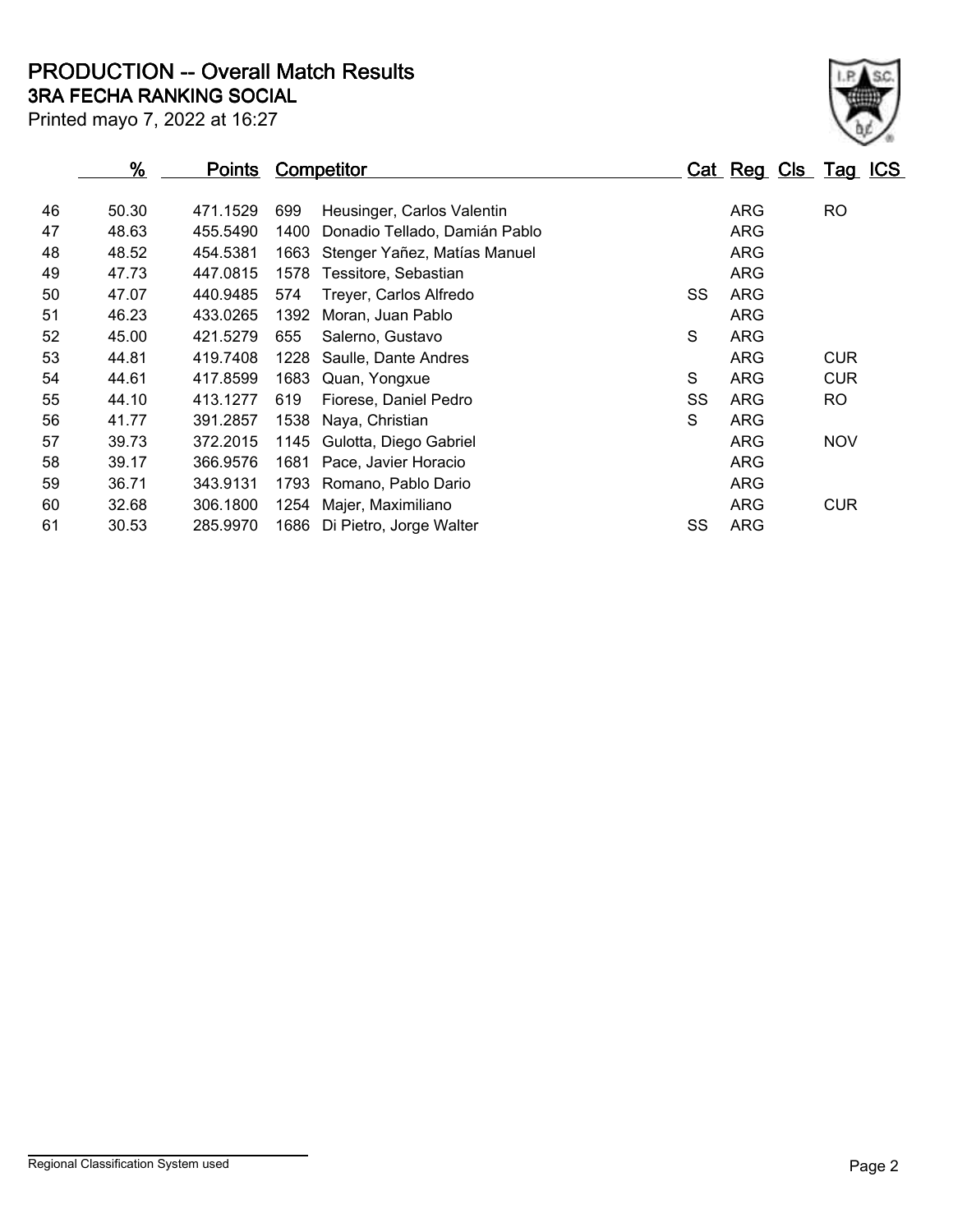# PRODUCTION -- Overall Match Results

## 3RA FECHA RANKING SOCIAL

Printed mayo 7, 2022 at 16:27

| | % | Points | Competitor | | Cat | Reg | Cls | Tag | ICS |
|---|---|---|---|---|---|---|---|---|---|
| 46 | 50.30 | 471.1529 | 699 | Heusinger, Carlos Valentin | | ARG | | RO | |
| 47 | 48.63 | 455.5490 | 1400 | Donadio Tellado, Damián Pablo | | ARG | | | |
| 48 | 48.52 | 454.5381 | 1663 | Stenger Yañez, Matías Manuel | | ARG | | | |
| 49 | 47.73 | 447.0815 | 1578 | Tessitore, Sebastian | | ARG | | | |
| 50 | 47.07 | 440.9485 | 574 | Treyer, Carlos Alfredo | SS | ARG | | | |
| 51 | 46.23 | 433.0265 | 1392 | Moran, Juan Pablo | | ARG | | | |
| 52 | 45.00 | 421.5279 | 655 | Salerno, Gustavo | S | ARG | | | |
| 53 | 44.81 | 419.7408 | 1228 | Saulle, Dante Andres | | ARG | | CUR | |
| 54 | 44.61 | 417.8599 | 1683 | Quan, Yongxue | S | ARG | | CUR | |
| 55 | 44.10 | 413.1277 | 619 | Fiorese, Daniel Pedro | SS | ARG | | RO | |
| 56 | 41.77 | 391.2857 | 1538 | Naya, Christian | S | ARG | | | |
| 57 | 39.73 | 372.2015 | 1145 | Gulotta, Diego Gabriel | | ARG | | NOV | |
| 58 | 39.17 | 366.9576 | 1681 | Pace, Javier Horacio | | ARG | | | |
| 59 | 36.71 | 343.9131 | 1793 | Romano, Pablo Dario | | ARG | | | |
| 60 | 32.68 | 306.1800 | 1254 | Majer, Maximiliano | | ARG | | CUR | |
| 61 | 30.53 | 285.9970 | 1686 | Di Pietro, Jorge Walter | SS | ARG | | | |

Regional Classification System used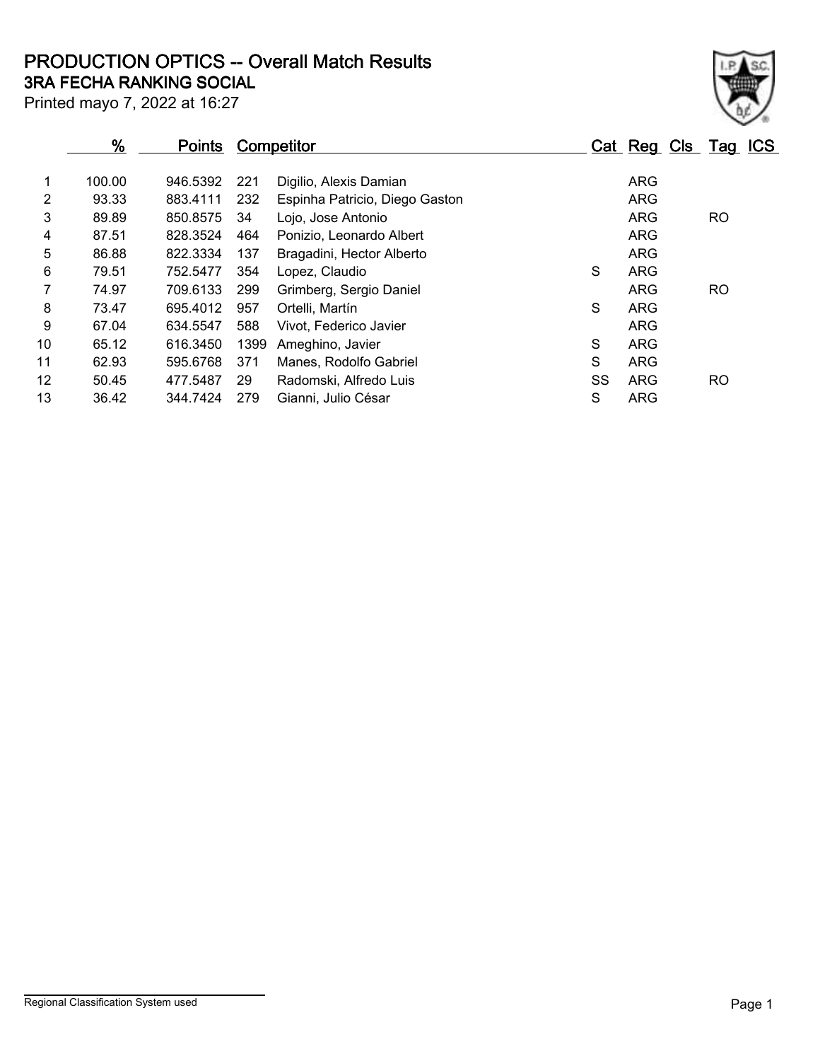# PRODUCTION OPTICS -- Overall Match Results

## 3RA FECHA RANKING SOCIAL

Printed mayo 7, 2022 at 16:27

| | % | Points | Competitor | | Cat | Reg | Cls | Tag | ICS |
|---|---|---|---|---|---|---|---|---|---|
| 1 | 100.00 | 946.5392 | 221 | Digilio, Alexis Damian | | ARG | | | |
| 2 | 93.33 | 883.4111 | 232 | Espinha Patricio, Diego Gaston | | ARG | | | |
| 3 | 89.89 | 850.8575 | 34 | Lojo, Jose Antonio | | ARG | | RO | |
| 4 | 87.51 | 828.3524 | 464 | Ponizio, Leonardo Albert | | ARG | | | |
| 5 | 86.88 | 822.3334 | 137 | Bragadini, Hector Alberto | | ARG | | | |
| 6 | 79.51 | 752.5477 | 354 | Lopez, Claudio | S | ARG | | | |
| 7 | 74.97 | 709.6133 | 299 | Grimberg, Sergio Daniel | | ARG | | RO | |
| 8 | 73.47 | 695.4012 | 957 | Ortelli, Martín | S | ARG | | | |
| 9 | 67.04 | 634.5547 | 588 | Vivot, Federico Javier | | ARG | | | |
| 10 | 65.12 | 616.3450 | 1399 | Ameghino, Javier | S | ARG | | | |
| 11 | 62.93 | 595.6768 | 371 | Manes, Rodolfo Gabriel | S | ARG | | | |
| 12 | 50.45 | 477.5487 | 29 | Radomski, Alfredo Luis | SS | ARG | | RO | |
| 13 | 36.42 | 344.7424 | 279 | Gianni, Julio César | S | ARG | | | |

Regional Classification System used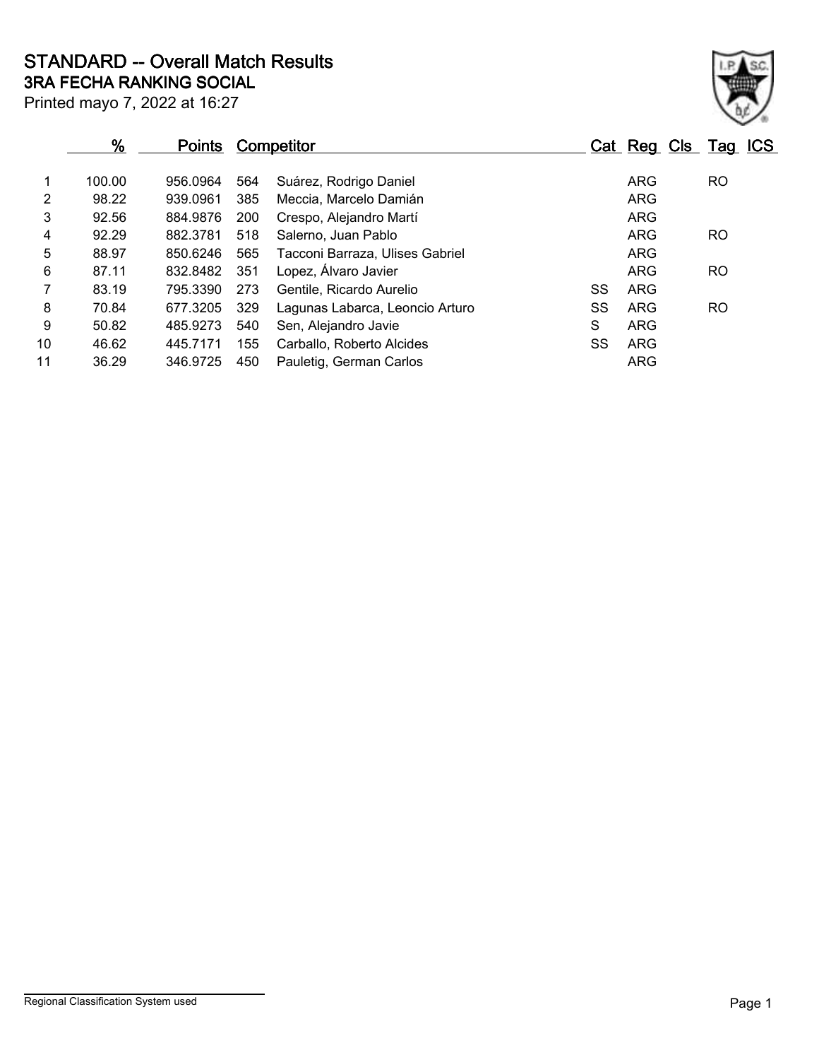# STANDARD -- Overall Match Results

## 3RA FECHA RANKING SOCIAL

Printed mayo 7, 2022 at 16:27

| | % | Points | Competitor | | Cat | Reg | Cls | Tag | ICS |
|---|---|---|---|---|---|---|---|---|---|
| 1 | 100.00 | 956.0964 | 564 | Suárez, Rodrigo Daniel | | ARG | | RO | |
| 2 | 98.22 | 939.0961 | 385 | Meccia, Marcelo Damián | | ARG | | | |
| 3 | 92.56 | 884.9876 | 200 | Crespo, Alejandro Martí | | ARG | | | |
| 4 | 92.29 | 882.3781 | 518 | Salerno, Juan Pablo | | ARG | | RO | |
| 5 | 88.97 | 850.6246 | 565 | Tacconi Barraza, Ulises Gabriel | | ARG | | | |
| 6 | 87.11 | 832.8482 | 351 | Lopez, Álvaro Javier | | ARG | | RO | |
| 7 | 83.19 | 795.3390 | 273 | Gentile, Ricardo Aurelio | SS | ARG | | | |
| 8 | 70.84 | 677.3205 | 329 | Lagunas Labarca, Leoncio Arturo | SS | ARG | | RO | |
| 9 | 50.82 | 485.9273 | 540 | Sen, Alejandro Javie | S | ARG | | | |
| 10 | 46.62 | 445.7171 | 155 | Carballo, Roberto Alcides | SS | ARG | | | |
| 11 | 36.29 | 346.9725 | 450 | Pauletig, German Carlos | | ARG | | | |

Regional Classification System used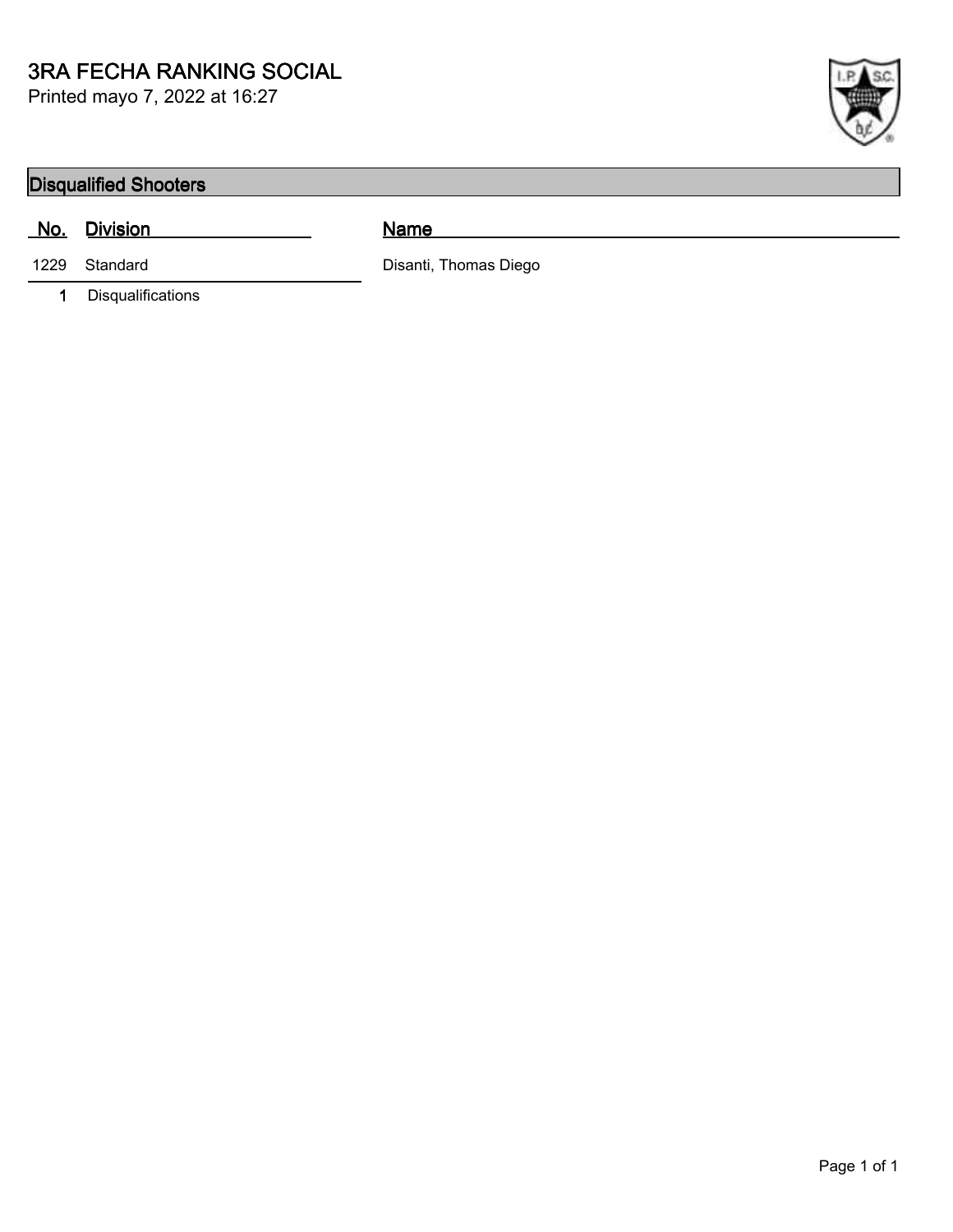# 3RA FECHA RANKING SOCIAL

Printed mayo 7, 2022 at 16:27

## Disqualified Shooters

| No. | Division | Name |
|---|---|---|
| 1229 | Standard | Disanti, Thomas Diego |

**1** Disqualifications